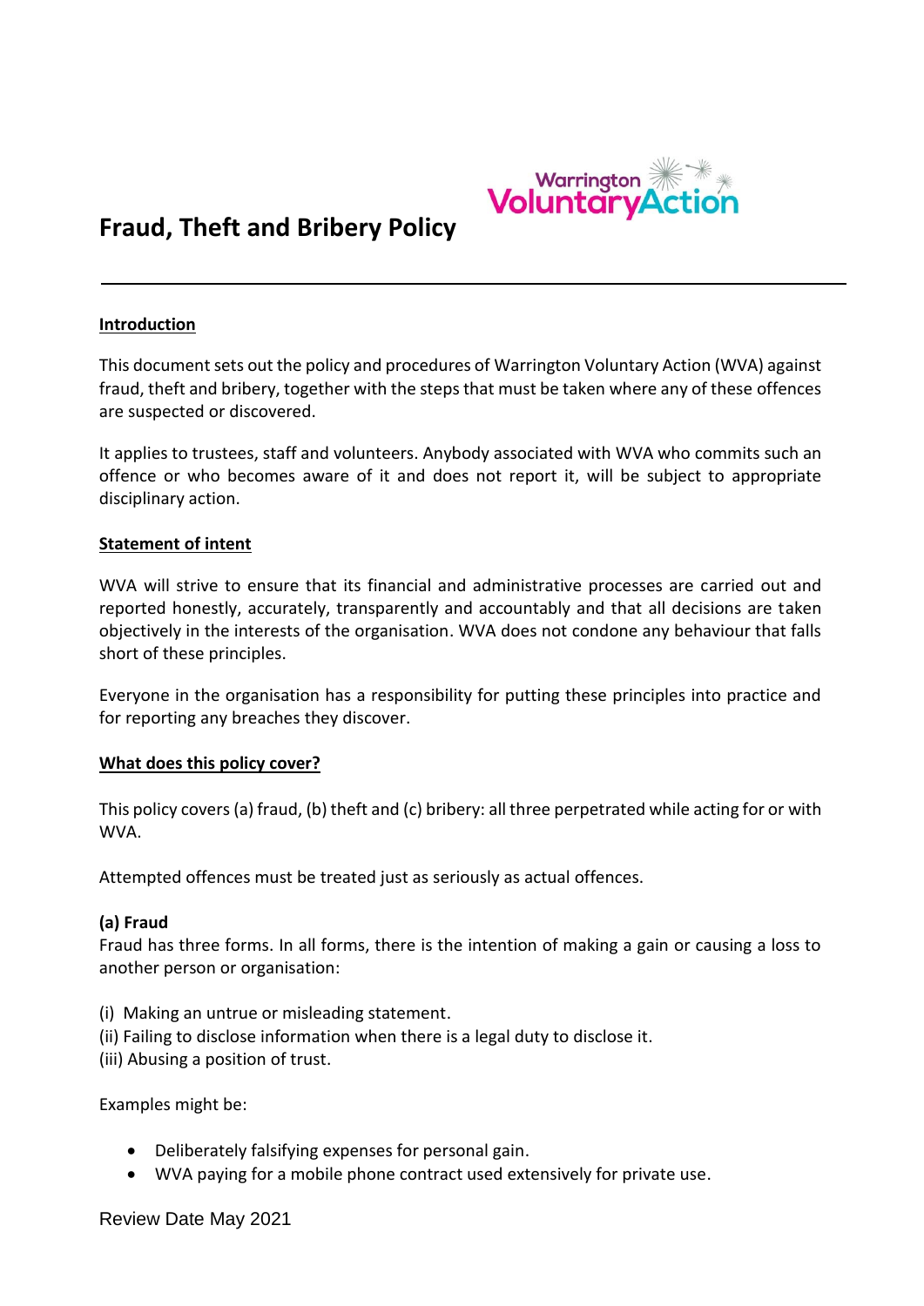# Fraud, Theft and Bribery Policy

## Introduction

This document sets out the policy and procedures of Warrington Voluntary Action (WVA) against fraud, theft and bribery, together with the steps that must be taken where any of these offences are suspected or discovered.

It applies to trustees, staff and volunteers. Anybody associated with WVA who commits such an offence or who becomes aware of it and does not report it, will be subject to appropriate disciplinary action.

## Statement of intent

WVA will strive to ensure that its financial and administrative processes are carried out and reported honestly, accurately, transparently and accountably and that all decisions are taken objectively in the interests of the organisation. WVA does not condone any behaviour that falls short of these principles.

Everyone in the organisation has a responsibility for putting these principles into practice and for reporting any breaches they discover.

## What does this policy cover?

This policy covers (a) fraud, (b) theft and (c) bribery: all three perpetrated while acting for or with WVA.

Attempted offences must be treated just as seriously as actual offences.

### (a) Fraud

Fraud has three forms. In all forms, there is the intention of making a gain or causing a loss to another person or organisation:

(i) Making an untrue or misleading statement.
(ii) Failing to disclose information when there is a legal duty to disclose it.
(iii) Abusing a position of trust.

Examples might be:

- Deliberately falsifying expenses for personal gain.
- WVA paying for a mobile phone contract used extensively for private use.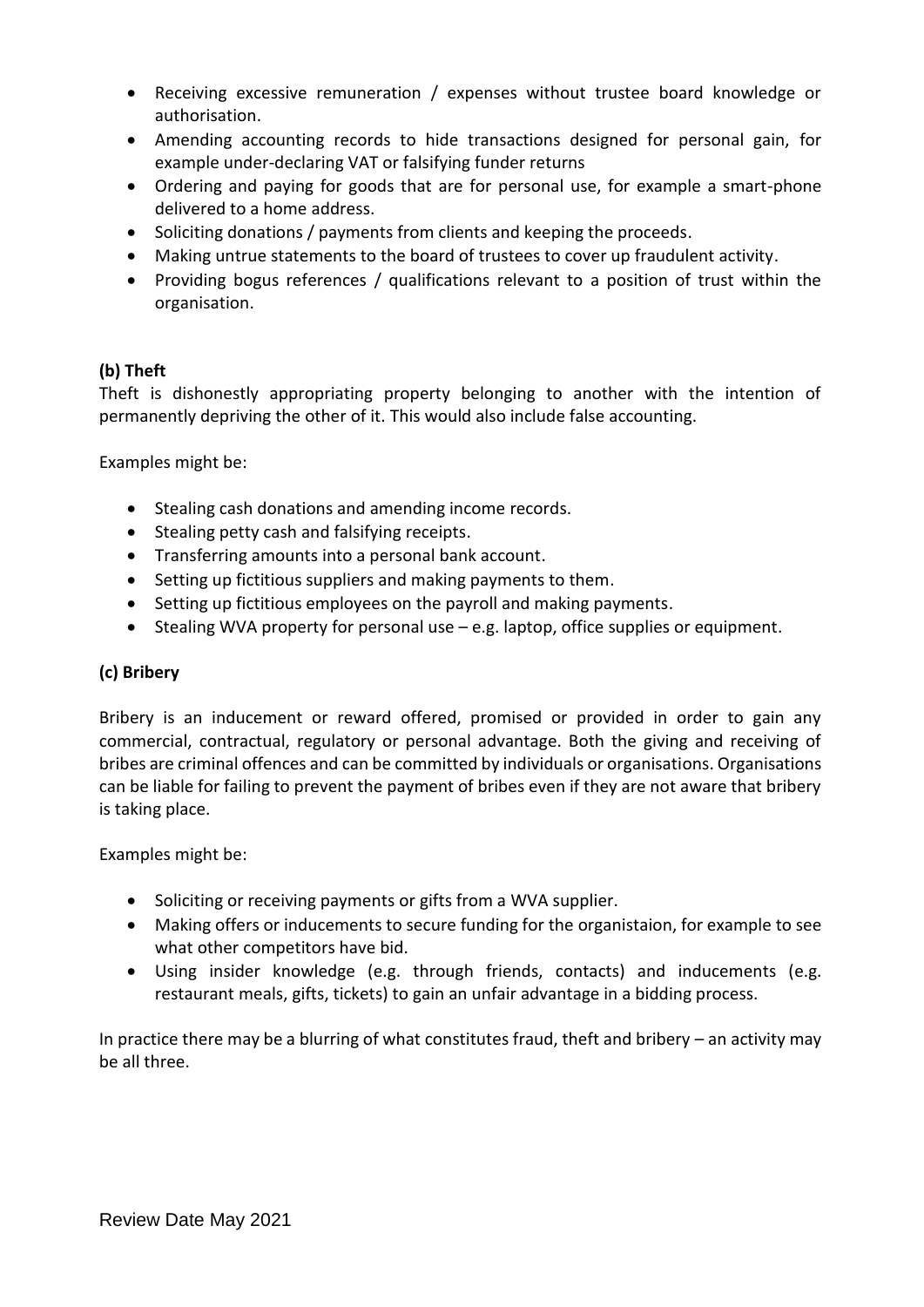- Receiving excessive remuneration / expenses without trustee board knowledge or authorisation.
- Amending accounting records to hide transactions designed for personal gain, for example under-declaring VAT or falsifying funder returns
- Ordering and paying for goods that are for personal use, for example a smart-phone delivered to a home address.
- Soliciting donations / payments from clients and keeping the proceeds.
- Making untrue statements to the board of trustees to cover up fraudulent activity.
- Providing bogus references / qualifications relevant to a position of trust within the organisation.

**(b) Theft**

Theft is dishonestly appropriating property belonging to another with the intention of permanently depriving the other of it. This would also include false accounting.

Examples might be:

- Stealing cash donations and amending income records.
- Stealing petty cash and falsifying receipts.
- Transferring amounts into a personal bank account.
- Setting up fictitious suppliers and making payments to them.
- Setting up fictitious employees on the payroll and making payments.
- Stealing WVA property for personal use – e.g. laptop, office supplies or equipment.

**(c) Bribery**

Bribery is an inducement or reward offered, promised or provided in order to gain any commercial, contractual, regulatory or personal advantage. Both the giving and receiving of bribes are criminal offences and can be committed by individuals or organisations. Organisations can be liable for failing to prevent the payment of bribes even if they are not aware that bribery is taking place.

Examples might be:

- Soliciting or receiving payments or gifts from a WVA supplier.
- Making offers or inducements to secure funding for the organistaion, for example to see what other competitors have bid.
- Using insider knowledge (e.g. through friends, contacts) and inducements (e.g. restaurant meals, gifts, tickets) to gain an unfair advantage in a bidding process.

In practice there may be a blurring of what constitutes fraud, theft and bribery – an activity may be all three.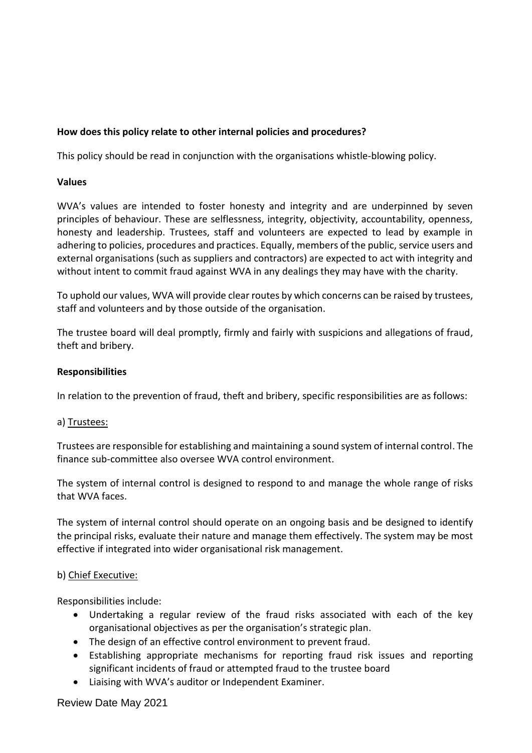**How does this policy relate to other internal policies and procedures?**

This policy should be read in conjunction with the organisations whistle-blowing policy.

**Values**

WVA's values are intended to foster honesty and integrity and are underpinned by seven principles of behaviour. These are selflessness, integrity, objectivity, accountability, openness, honesty and leadership. Trustees, staff and volunteers are expected to lead by example in adhering to policies, procedures and practices. Equally, members of the public, service users and external organisations (such as suppliers and contractors) are expected to act with integrity and without intent to commit fraud against WVA in any dealings they may have with the charity.

To uphold our values, WVA will provide clear routes by which concerns can be raised by trustees, staff and volunteers and by those outside of the organisation.

The trustee board will deal promptly, firmly and fairly with suspicions and allegations of fraud, theft and bribery.

**Responsibilities**

In relation to the prevention of fraud, theft and bribery, specific responsibilities are as follows:

a) <u>Trustees:</u>

Trustees are responsible for establishing and maintaining a sound system of internal control. The finance sub-committee also oversee WVA control environment.

The system of internal control is designed to respond to and manage the whole range of risks that WVA faces.

The system of internal control should operate on an ongoing basis and be designed to identify the principal risks, evaluate their nature and manage them effectively. The system may be most effective if integrated into wider organisational risk management.

b) <u>Chief Executive:</u>

Responsibilities include:

- Undertaking a regular review of the fraud risks associated with each of the key organisational objectives as per the organisation's strategic plan.
- The design of an effective control environment to prevent fraud.
- Establishing appropriate mechanisms for reporting fraud risk issues and reporting significant incidents of fraud or attempted fraud to the trustee board
- Liaising with WVA's auditor or Independent Examiner.

Review Date May 2021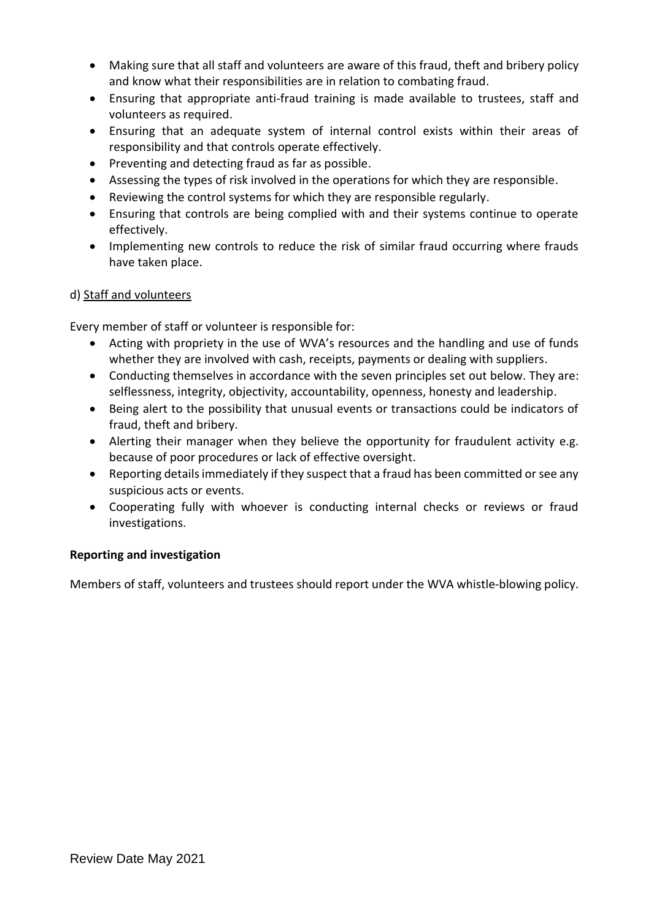- Making sure that all staff and volunteers are aware of this fraud, theft and bribery policy and know what their responsibilities are in relation to combating fraud.
- Ensuring that appropriate anti-fraud training is made available to trustees, staff and volunteers as required.
- Ensuring that an adequate system of internal control exists within their areas of responsibility and that controls operate effectively.
- Preventing and detecting fraud as far as possible.
- Assessing the types of risk involved in the operations for which they are responsible.
- Reviewing the control systems for which they are responsible regularly.
- Ensuring that controls are being complied with and their systems continue to operate effectively.
- Implementing new controls to reduce the risk of similar fraud occurring where frauds have taken place.

d) Staff and volunteers

Every member of staff or volunteer is responsible for:

- Acting with propriety in the use of WVA's resources and the handling and use of funds whether they are involved with cash, receipts, payments or dealing with suppliers.
- Conducting themselves in accordance with the seven principles set out below. They are: selflessness, integrity, objectivity, accountability, openness, honesty and leadership.
- Being alert to the possibility that unusual events or transactions could be indicators of fraud, theft and bribery.
- Alerting their manager when they believe the opportunity for fraudulent activity e.g. because of poor procedures or lack of effective oversight.
- Reporting details immediately if they suspect that a fraud has been committed or see any suspicious acts or events.
- Cooperating fully with whoever is conducting internal checks or reviews or fraud investigations.

**Reporting and investigation**

Members of staff, volunteers and trustees should report under the WVA whistle-blowing policy.

Review Date May 2021